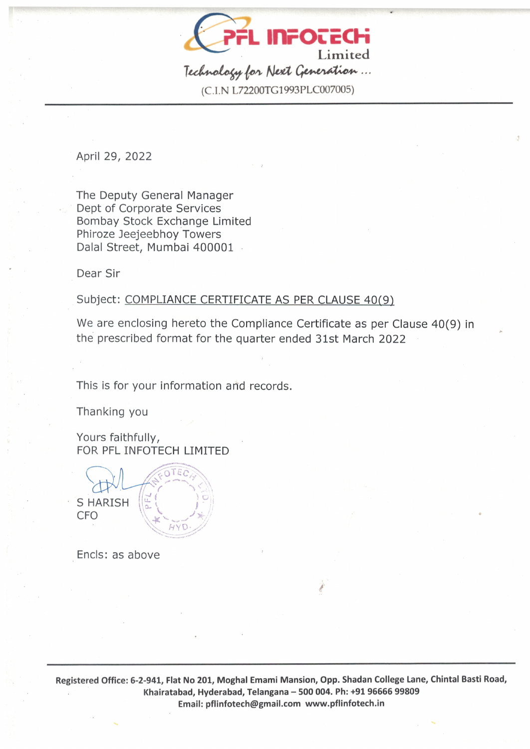# PFL INFOTECH Limited

*Technology for Next Generation ...*

(C.I.N L72200TG1993PLC007005)

April 29, 2022

The Deputy General Manager
Dept of Corporate Services
Bombay Stock Exchange Limited
Phiroze Jeejeebhoy Towers
Dalal Street, Mumbai 400001

Dear Sir

Subject: COMPLIANCE CERTIFICATE AS PER CLAUSE 40(9)

We are enclosing hereto the Compliance Certificate as per Clause 40(9) in the prescribed format for the quarter ended 31st March 2022

This is for your information and records.

Thanking you

Yours faithfully,
FOR PFL INFOTECH LIMITED

S HARISH
CFO

Encls: as above

**Registered Office: 6-2-941, Flat No 201, Moghal Emami Mansion, Opp. Shadan College Lane, Chintal Basti Road, Khairatabad, Hyderabad, Telangana – 500 004. Ph: +91 96666 99809**
**Email: pflinfotech@gmail.com www.pflinfotech.in**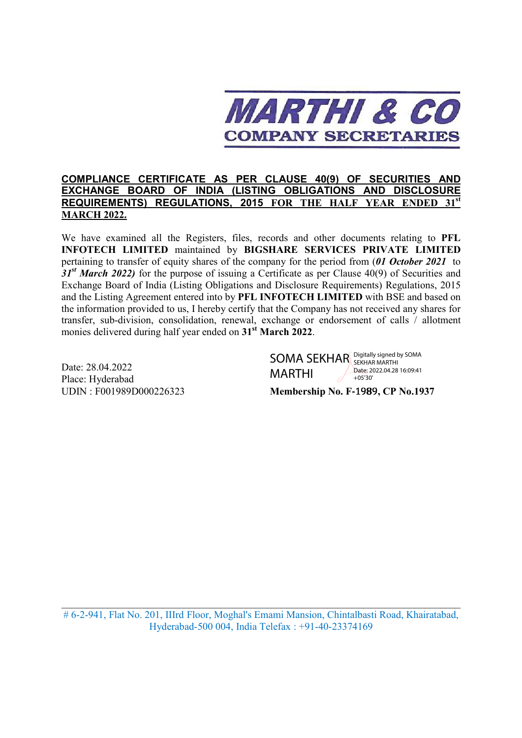**MARTHI & CO**
**COMPANY SECRETARIES**

**COMPLIANCE CERTIFICATE AS PER CLAUSE 40(9) OF SECURITIES AND EXCHANGE BOARD OF INDIA (LISTING OBLIGATIONS AND DISCLOSURE REQUIREMENTS) REGULATIONS, 2015 FOR THE HALF YEAR ENDED 31st MARCH 2022.**

We have examined all the Registers, files, records and other documents relating to **PFL INFOTECH LIMITED** maintained by **BIGSHARE SERVICES PRIVATE LIMITED** pertaining to transfer of equity shares of the company for the period from (***01 October 2021*** to ***31st March 2022)*** for the purpose of issuing a Certificate as per Clause 40(9) of Securities and Exchange Board of India (Listing Obligations and Disclosure Requirements) Regulations, 2015 and the Listing Agreement entered into by **PFL INFOTECH LIMITED** with BSE and based on the information provided to us, I hereby certify that the Company has not received any shares for transfer, sub-division, consolidation, renewal, exchange or endorsement of calls / allotment monies delivered during half year ended on **31st March 2022**.

Date: 28.04.2022
Place: Hyderabad
UDIN : F001989D000226323

SOMA SEKHAR MARTHI
Digitally signed by SOMA SEKHAR MARTHI
Date: 2022.04.28 16:09:41 +05'30'

**Membership No. F-1989, CP No.1937**

# 6-2-941, Flat No. 201, IIIrd Floor, Moghal's Emami Mansion, Chintalbasti Road, Khairatabad, Hyderabad-500 004, India Telefax : +91-40-23374169